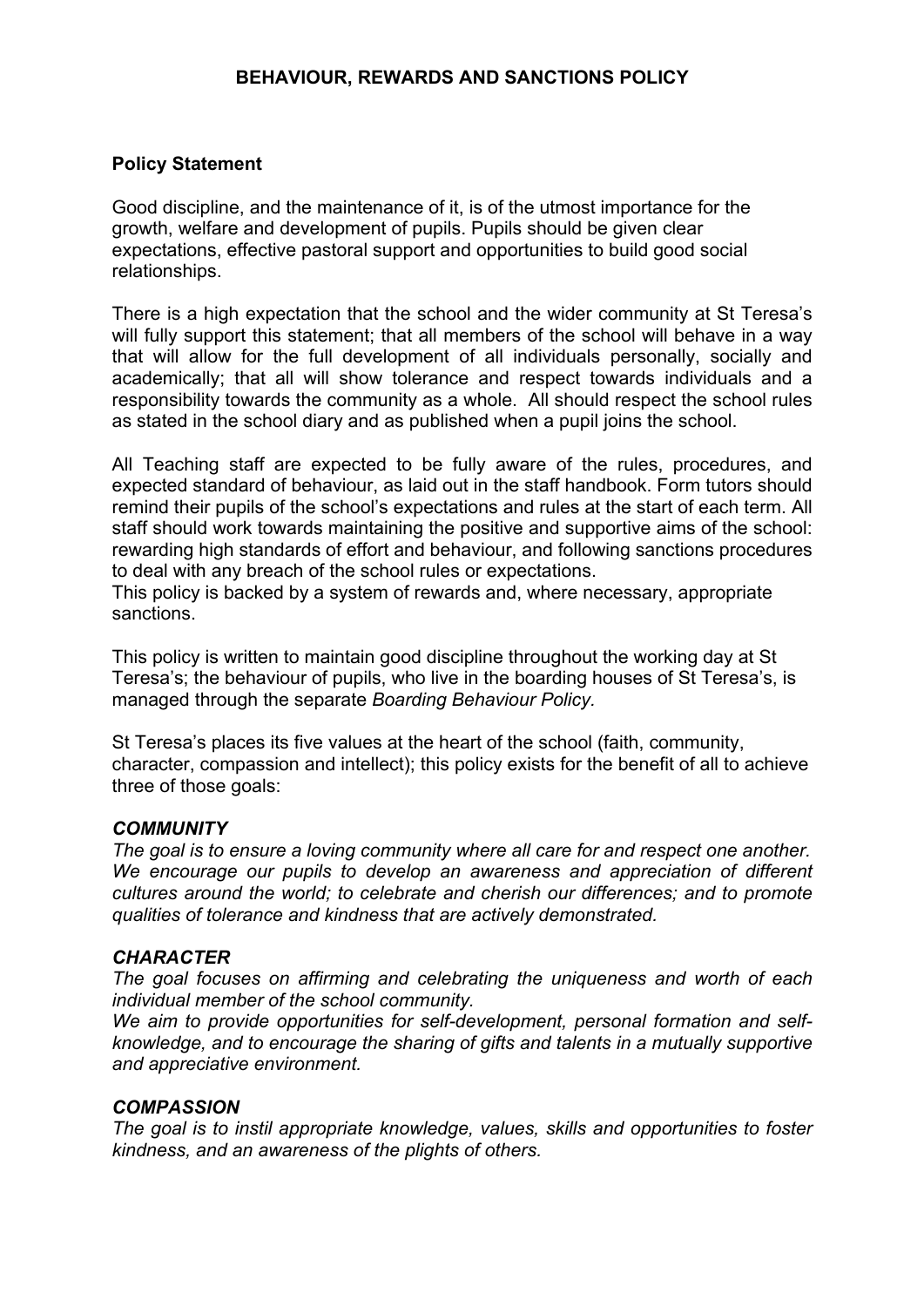# BEHAVIOUR, REWARDS AND SANCTIONS POLICY

## Policy Statement

Good discipline, and the maintenance of it, is of the utmost importance for the growth, welfare and development of pupils. Pupils should be given clear expectations, effective pastoral support and opportunities to build good social relationships.

There is a high expectation that the school and the wider community at St Teresa's will fully support this statement; that all members of the school will behave in a way that will allow for the full development of all individuals personally, socially and academically; that all will show tolerance and respect towards individuals and a responsibility towards the community as a whole. All should respect the school rules as stated in the school diary and as published when a pupil joins the school.

All Teaching staff are expected to be fully aware of the rules, procedures, and expected standard of behaviour, as laid out in the staff handbook. Form tutors should remind their pupils of the school's expectations and rules at the start of each term. All staff should work towards maintaining the positive and supportive aims of the school: rewarding high standards of effort and behaviour, and following sanctions procedures to deal with any breach of the school rules or expectations.
This policy is backed by a system of rewards and, where necessary, appropriate sanctions.

This policy is written to maintain good discipline throughout the working day at St Teresa's; the behaviour of pupils, who live in the boarding houses of St Teresa's, is managed through the separate *Boarding Behaviour Policy.*

St Teresa's places its five values at the heart of the school (faith, community, character, compassion and intellect); this policy exists for the benefit of all to achieve three of those goals:

### *COMMUNITY*

*The goal is to ensure a loving community where all care for and respect one another. We encourage our pupils to develop an awareness and appreciation of different cultures around the world; to celebrate and cherish our differences; and to promote qualities of tolerance and kindness that are actively demonstrated.*

### *CHARACTER*

*The goal focuses on affirming and celebrating the uniqueness and worth of each individual member of the school community.*
*We aim to provide opportunities for self-development, personal formation and self-knowledge, and to encourage the sharing of gifts and talents in a mutually supportive and appreciative environment.*

### *COMPASSION*

*The goal is to instil appropriate knowledge, values, skills and opportunities to foster kindness, and an awareness of the plights of others.*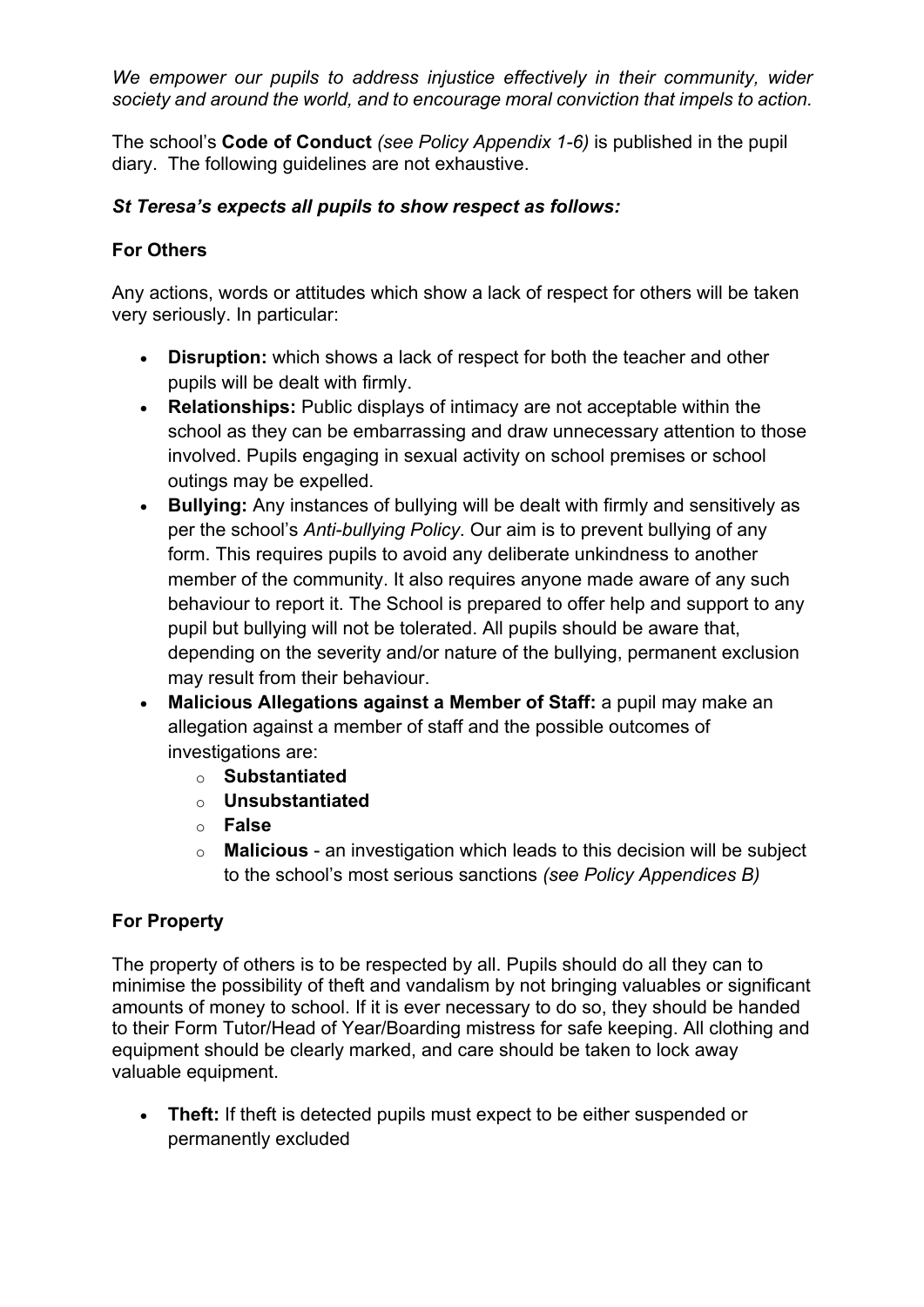*We empower our pupils to address injustice effectively in their community, wider society and around the world, and to encourage moral conviction that impels to action.*

The school's **Code of Conduct** *(see Policy Appendix 1-6)* is published in the pupil diary. The following guidelines are not exhaustive.

***St Teresa's expects all pupils to show respect as follows:***

**For Others**

Any actions, words or attitudes which show a lack of respect for others will be taken very seriously. In particular:

- **Disruption:** which shows a lack of respect for both the teacher and other pupils will be dealt with firmly.
- **Relationships:** Public displays of intimacy are not acceptable within the school as they can be embarrassing and draw unnecessary attention to those involved. Pupils engaging in sexual activity on school premises or school outings may be expelled.
- **Bullying:** Any instances of bullying will be dealt with firmly and sensitively as per the school's *Anti-bullying Policy*. Our aim is to prevent bullying of any form. This requires pupils to avoid any deliberate unkindness to another member of the community. It also requires anyone made aware of any such behaviour to report it. The School is prepared to offer help and support to any pupil but bullying will not be tolerated. All pupils should be aware that, depending on the severity and/or nature of the bullying, permanent exclusion may result from their behaviour.
- **Malicious Allegations against a Member of Staff:** a pupil may make an allegation against a member of staff and the possible outcomes of investigations are:
  - **Substantiated**
  - **Unsubstantiated**
  - **False**
  - **Malicious** - an investigation which leads to this decision will be subject to the school's most serious sanctions *(see Policy Appendices B)*

**For Property**

The property of others is to be respected by all. Pupils should do all they can to minimise the possibility of theft and vandalism by not bringing valuables or significant amounts of money to school. If it is ever necessary to do so, they should be handed to their Form Tutor/Head of Year/Boarding mistress for safe keeping. All clothing and equipment should be clearly marked, and care should be taken to lock away valuable equipment.

- **Theft:** If theft is detected pupils must expect to be either suspended or permanently excluded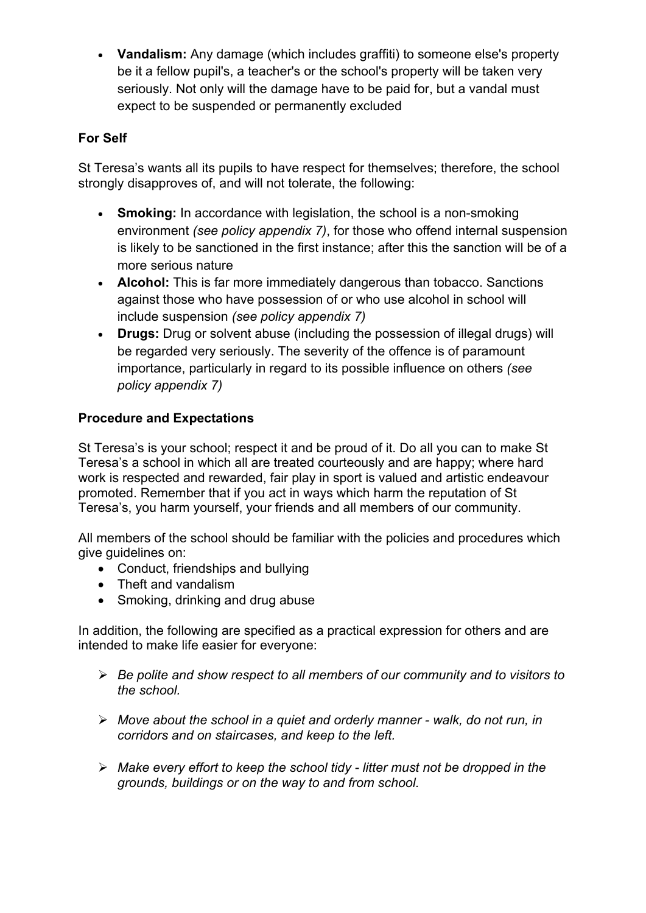- **Vandalism:** Any damage (which includes graffiti) to someone else's property be it a fellow pupil's, a teacher's or the school's property will be taken very seriously. Not only will the damage have to be paid for, but a vandal must expect to be suspended or permanently excluded

**For Self**

St Teresa's wants all its pupils to have respect for themselves; therefore, the school strongly disapproves of, and will not tolerate, the following:

- **Smoking:** In accordance with legislation, the school is a non-smoking environment *(see policy appendix 7)*, for those who offend internal suspension is likely to be sanctioned in the first instance; after this the sanction will be of a more serious nature
- **Alcohol:** This is far more immediately dangerous than tobacco. Sanctions against those who have possession of or who use alcohol in school will include suspension *(see policy appendix 7)*
- **Drugs:** Drug or solvent abuse (including the possession of illegal drugs) will be regarded very seriously. The severity of the offence is of paramount importance, particularly in regard to its possible influence on others *(see policy appendix 7)*

**Procedure and Expectations**

St Teresa's is your school; respect it and be proud of it. Do all you can to make St Teresa's a school in which all are treated courteously and are happy; where hard work is respected and rewarded, fair play in sport is valued and artistic endeavour promoted. Remember that if you act in ways which harm the reputation of St Teresa's, you harm yourself, your friends and all members of our community.

All members of the school should be familiar with the policies and procedures which give guidelines on:

- Conduct, friendships and bullying
- Theft and vandalism
- Smoking, drinking and drug abuse

In addition, the following are specified as a practical expression for others and are intended to make life easier for everyone:

- *Be polite and show respect to all members of our community and to visitors to the school.*
- *Move about the school in a quiet and orderly manner - walk, do not run, in corridors and on staircases, and keep to the left.*
- *Make every effort to keep the school tidy - litter must not be dropped in the grounds, buildings or on the way to and from school.*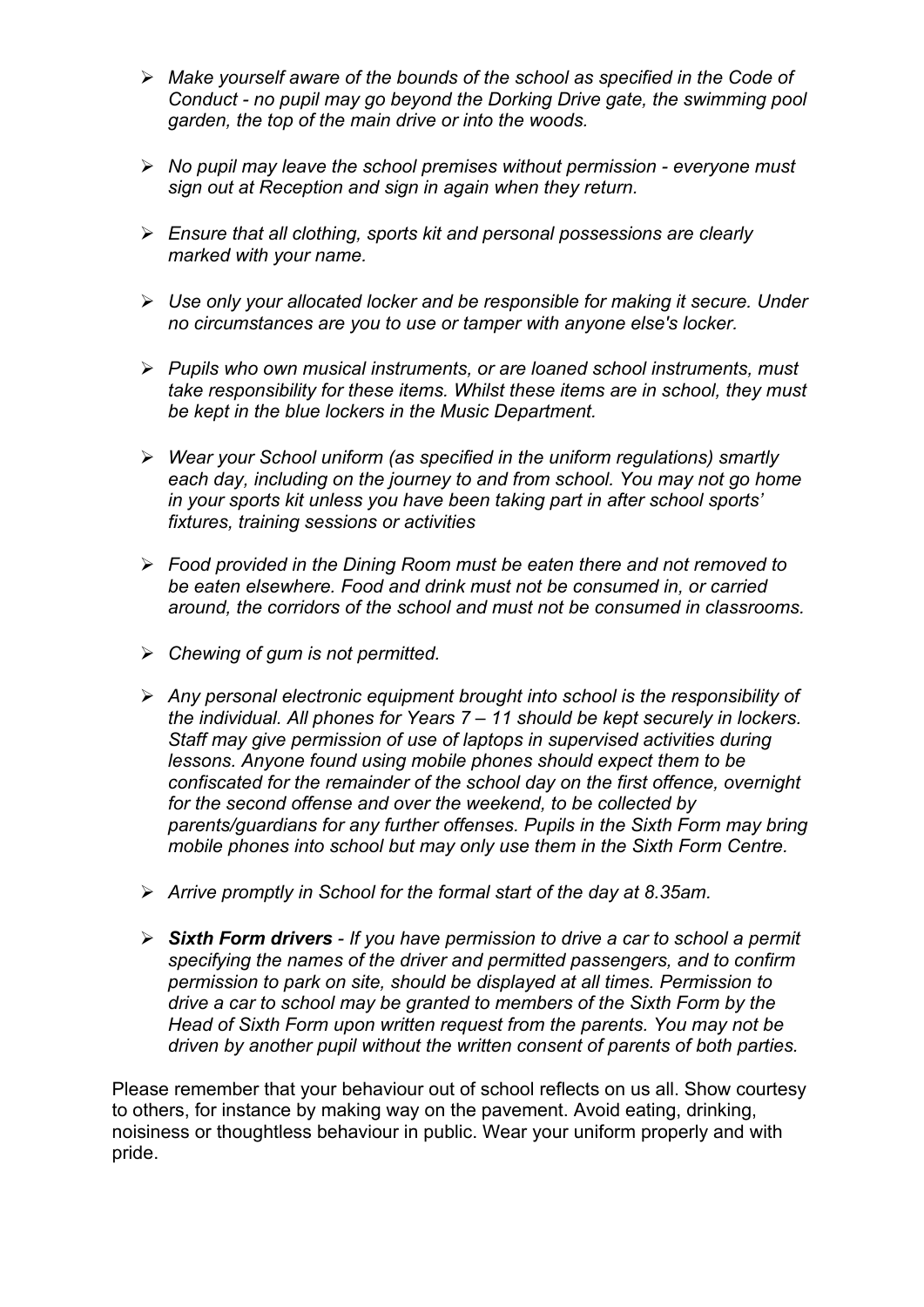- *Make yourself aware of the bounds of the school as specified in the Code of Conduct - no pupil may go beyond the Dorking Drive gate, the swimming pool garden, the top of the main drive or into the woods.*

- *No pupil may leave the school premises without permission - everyone must sign out at Reception and sign in again when they return.*

- *Ensure that all clothing, sports kit and personal possessions are clearly marked with your name.*

- *Use only your allocated locker and be responsible for making it secure. Under no circumstances are you to use or tamper with anyone else's locker.*

- *Pupils who own musical instruments, or are loaned school instruments, must take responsibility for these items. Whilst these items are in school, they must be kept in the blue lockers in the Music Department.*

- *Wear your School uniform (as specified in the uniform regulations) smartly each day, including on the journey to and from school. You may not go home in your sports kit unless you have been taking part in after school sports' fixtures, training sessions or activities*

- *Food provided in the Dining Room must be eaten there and not removed to be eaten elsewhere. Food and drink must not be consumed in, or carried around, the corridors of the school and must not be consumed in classrooms.*

- *Chewing of gum is not permitted.*

- *Any personal electronic equipment brought into school is the responsibility of the individual. All phones for Years 7 – 11 should be kept securely in lockers. Staff may give permission of use of laptops in supervised activities during lessons. Anyone found using mobile phones should expect them to be confiscated for the remainder of the school day on the first offence, overnight for the second offense and over the weekend, to be collected by parents/guardians for any further offenses. Pupils in the Sixth Form may bring mobile phones into school but may only use them in the Sixth Form Centre.*

- *Arrive promptly in School for the formal start of the day at 8.35am.*

- ***Sixth Form drivers** - If you have permission to drive a car to school a permit specifying the names of the driver and permitted passengers, and to confirm permission to park on site, should be displayed at all times. Permission to drive a car to school may be granted to members of the Sixth Form by the Head of Sixth Form upon written request from the parents. You may not be driven by another pupil without the written consent of parents of both parties.*

Please remember that your behaviour out of school reflects on us all. Show courtesy to others, for instance by making way on the pavement. Avoid eating, drinking, noisiness or thoughtless behaviour in public. Wear your uniform properly and with pride.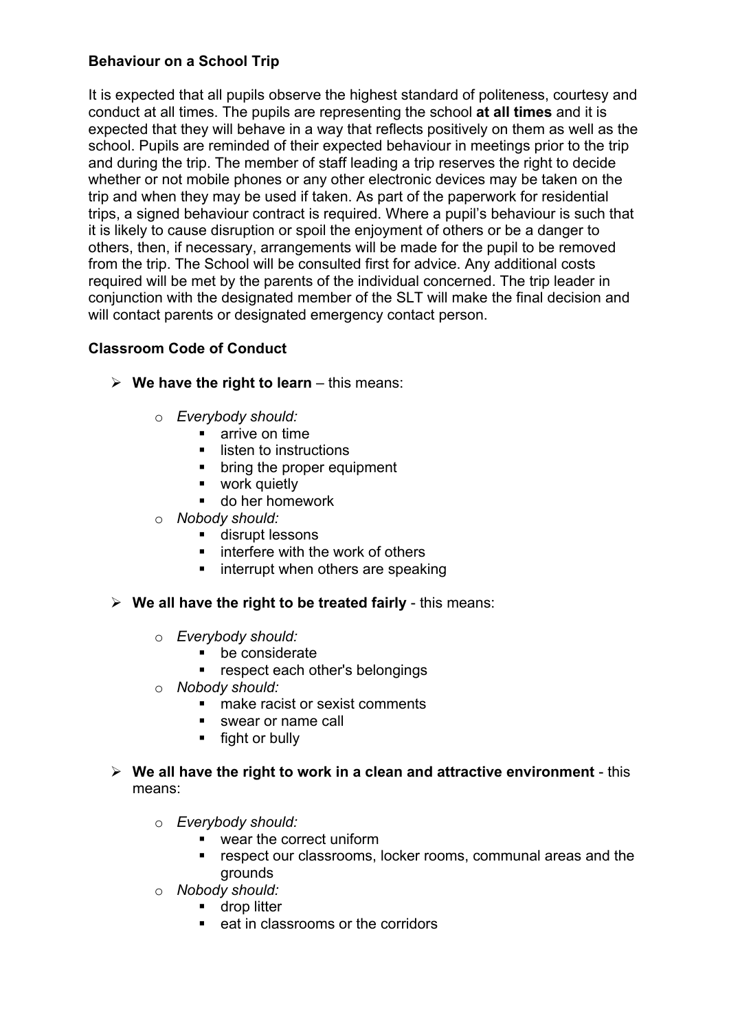**Behaviour on a School Trip**

It is expected that all pupils observe the highest standard of politeness, courtesy and conduct at all times. The pupils are representing the school **at all times** and it is expected that they will behave in a way that reflects positively on them as well as the school. Pupils are reminded of their expected behaviour in meetings prior to the trip and during the trip. The member of staff leading a trip reserves the right to decide whether or not mobile phones or any other electronic devices may be taken on the trip and when they may be used if taken. As part of the paperwork for residential trips, a signed behaviour contract is required. Where a pupil's behaviour is such that it is likely to cause disruption or spoil the enjoyment of others or be a danger to others, then, if necessary, arrangements will be made for the pupil to be removed from the trip. The School will be consulted first for advice. Any additional costs required will be met by the parents of the individual concerned. The trip leader in conjunction with the designated member of the SLT will make the final decision and will contact parents or designated emergency contact person.

**Classroom Code of Conduct**

- **We have the right to learn** – this means:
  - *Everybody should:*
    - arrive on time
    - listen to instructions
    - bring the proper equipment
    - work quietly
    - do her homework
  - *Nobody should:*
    - disrupt lessons
    - interfere with the work of others
    - interrupt when others are speaking

- **We all have the right to be treated fairly** - this means:
  - *Everybody should:*
    - be considerate
    - respect each other's belongings
  - *Nobody should:*
    - make racist or sexist comments
    - swear or name call
    - fight or bully

- **We all have the right to work in a clean and attractive environment** - this means:
  - *Everybody should:*
    - wear the correct uniform
    - respect our classrooms, locker rooms, communal areas and the grounds
  - *Nobody should:*
    - drop litter
    - eat in classrooms or the corridors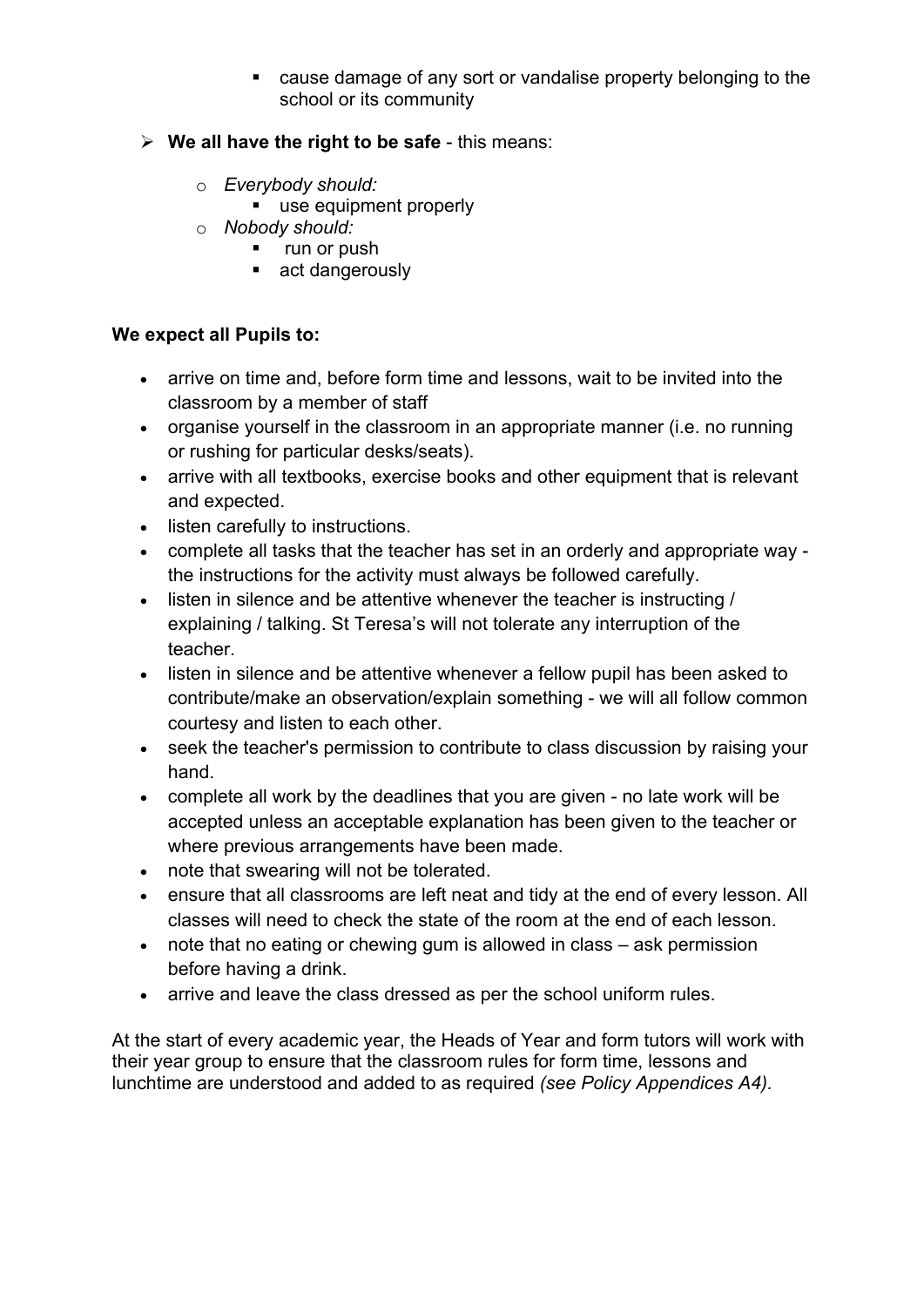- cause damage of any sort or vandalise property belonging to the school or its community

- **We all have the right to be safe** - this means:
    - *Everybody should:*
        - use equipment properly
    - *Nobody should:*
        - run or push
        - act dangerously

**We expect all Pupils to:**

- arrive on time and, before form time and lessons, wait to be invited into the classroom by a member of staff
- organise yourself in the classroom in an appropriate manner (i.e. no running or rushing for particular desks/seats).
- arrive with all textbooks, exercise books and other equipment that is relevant and expected.
- listen carefully to instructions.
- complete all tasks that the teacher has set in an orderly and appropriate way - the instructions for the activity must always be followed carefully.
- listen in silence and be attentive whenever the teacher is instructing / explaining / talking. St Teresa's will not tolerate any interruption of the teacher.
- listen in silence and be attentive whenever a fellow pupil has been asked to contribute/make an observation/explain something - we will all follow common courtesy and listen to each other.
- seek the teacher's permission to contribute to class discussion by raising your hand.
- complete all work by the deadlines that you are given - no late work will be accepted unless an acceptable explanation has been given to the teacher or where previous arrangements have been made.
- note that swearing will not be tolerated.
- ensure that all classrooms are left neat and tidy at the end of every lesson. All classes will need to check the state of the room at the end of each lesson.
- note that no eating or chewing gum is allowed in class – ask permission before having a drink.
- arrive and leave the class dressed as per the school uniform rules.

At the start of every academic year, the Heads of Year and form tutors will work with their year group to ensure that the classroom rules for form time, lessons and lunchtime are understood and added to as required *(see Policy Appendices A4).*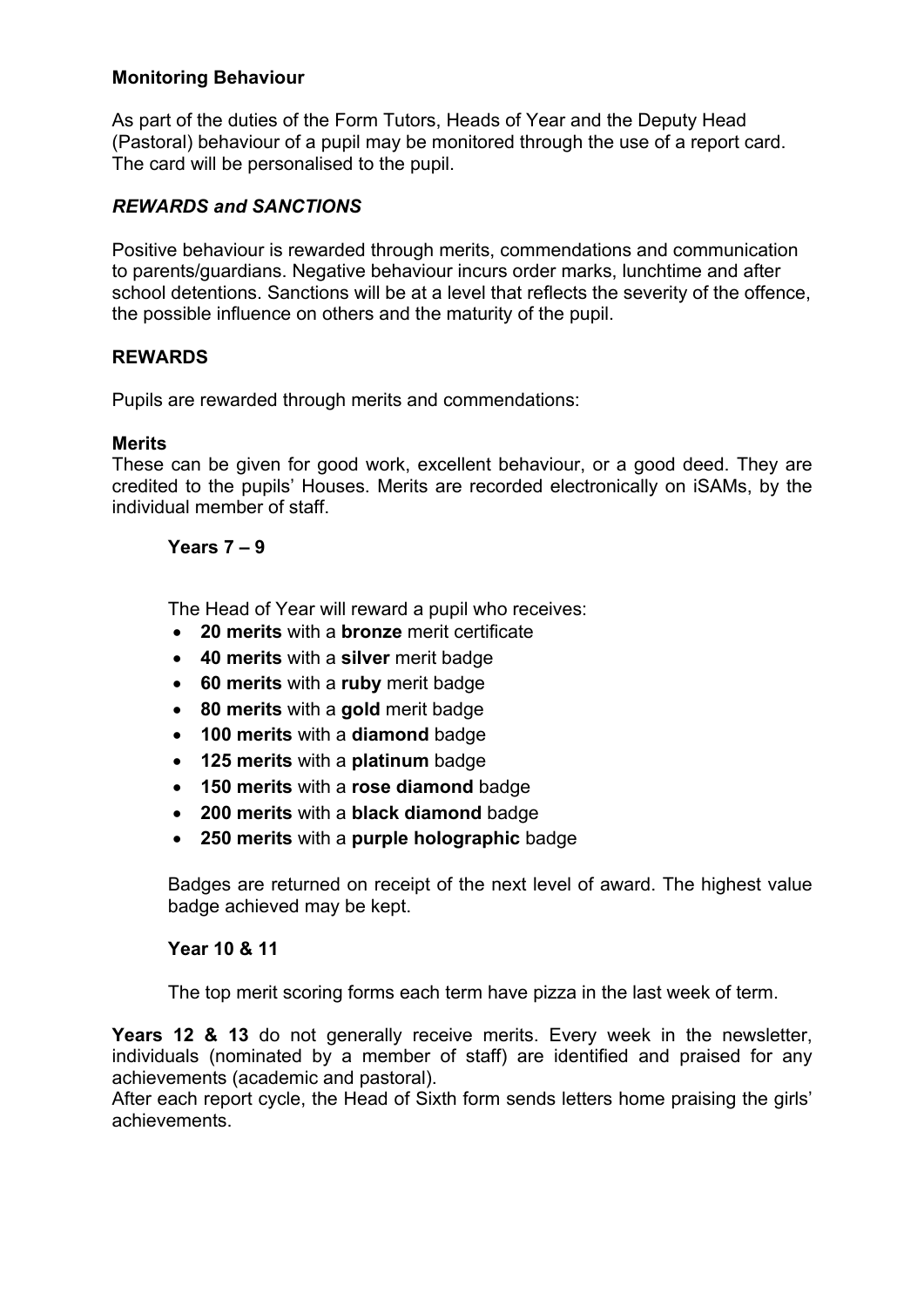### Monitoring Behaviour

As part of the duties of the Form Tutors, Heads of Year and the Deputy Head (Pastoral) behaviour of a pupil may be monitored through the use of a report card. The card will be personalised to the pupil.

### *REWARDS and SANCTIONS*

Positive behaviour is rewarded through merits, commendations and communication to parents/guardians. Negative behaviour incurs order marks, lunchtime and after school detentions. Sanctions will be at a level that reflects the severity of the offence, the possible influence on others and the maturity of the pupil.

### REWARDS

Pupils are rewarded through merits and commendations:

**Merits**
These can be given for good work, excellent behaviour, or a good deed. They are credited to the pupils' Houses. Merits are recorded electronically on iSAMs, by the individual member of staff.

**Years 7 – 9**

The Head of Year will reward a pupil who receives:

- **20 merits** with a **bronze** merit certificate
- **40 merits** with a **silver** merit badge
- **60 merits** with a **ruby** merit badge
- **80 merits** with a **gold** merit badge
- **100 merits** with a **diamond** badge
- **125 merits** with a **platinum** badge
- **150 merits** with a **rose diamond** badge
- **200 merits** with a **black diamond** badge
- **250 merits** with a **purple holographic** badge

Badges are returned on receipt of the next level of award. The highest value badge achieved may be kept.

**Year 10 & 11**

The top merit scoring forms each term have pizza in the last week of term.

**Years 12 & 13** do not generally receive merits. Every week in the newsletter, individuals (nominated by a member of staff) are identified and praised for any achievements (academic and pastoral).
After each report cycle, the Head of Sixth form sends letters home praising the girls' achievements.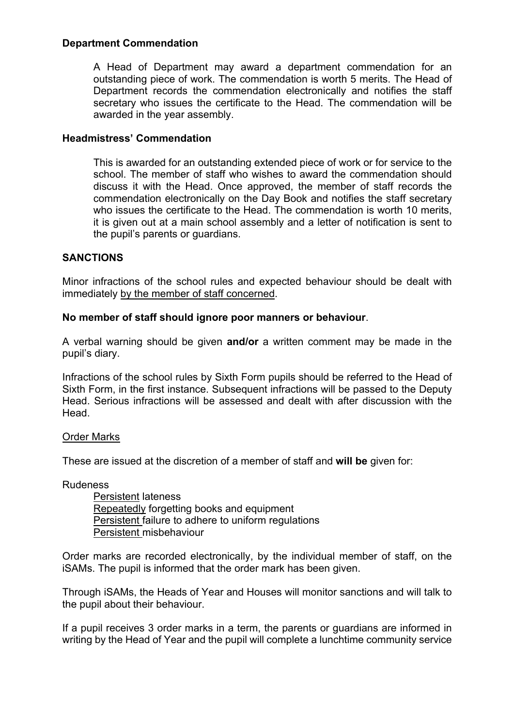**Department Commendation**

A Head of Department may award a department commendation for an outstanding piece of work. The commendation is worth 5 merits. The Head of Department records the commendation electronically and notifies the staff secretary who issues the certificate to the Head. The commendation will be awarded in the year assembly.

**Headmistress' Commendation**

This is awarded for an outstanding extended piece of work or for service to the school. The member of staff who wishes to award the commendation should discuss it with the Head. Once approved, the member of staff records the commendation electronically on the Day Book and notifies the staff secretary who issues the certificate to the Head. The commendation is worth 10 merits, it is given out at a main school assembly and a letter of notification is sent to the pupil's parents or guardians.

**SANCTIONS**

Minor infractions of the school rules and expected behaviour should be dealt with immediately <u>by the member of staff concerned</u>.

**No member of staff should ignore poor manners or behaviour**.

A verbal warning should be given **and/or** a written comment may be made in the pupil's diary.

Infractions of the school rules by Sixth Form pupils should be referred to the Head of Sixth Form, in the first instance. Subsequent infractions will be passed to the Deputy Head. Serious infractions will be assessed and dealt with after discussion with the Head.

<u>Order Marks</u>

These are issued at the discretion of a member of staff and **will be** given for:

Rudeness
- <u>Persistent</u> lateness
- <u>Repeatedly</u> forgetting books and equipment
- <u>Persistent</u> failure to adhere to uniform regulations
- <u>Persistent</u> misbehaviour

Order marks are recorded electronically, by the individual member of staff, on the iSAMs. The pupil is informed that the order mark has been given.

Through iSAMs, the Heads of Year and Houses will monitor sanctions and will talk to the pupil about their behaviour.

If a pupil receives 3 order marks in a term, the parents or guardians are informed in writing by the Head of Year and the pupil will complete a lunchtime community service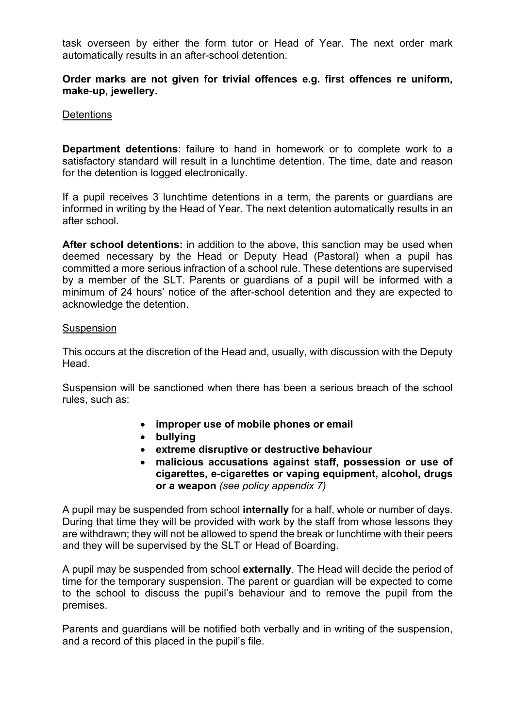task overseen by either the form tutor or Head of Year. The next order mark automatically results in an after-school detention.

**Order marks are not given for trivial offences e.g. first offences re uniform, make-up, jewellery.**

<u>Detentions</u>

**Department detentions**: failure to hand in homework or to complete work to a satisfactory standard will result in a lunchtime detention. The time, date and reason for the detention is logged electronically.

If a pupil receives 3 lunchtime detentions in a term, the parents or guardians are informed in writing by the Head of Year. The next detention automatically results in an after school.

**After school detentions:** in addition to the above, this sanction may be used when deemed necessary by the Head or Deputy Head (Pastoral) when a pupil has committed a more serious infraction of a school rule. These detentions are supervised by a member of the SLT. Parents or guardians of a pupil will be informed with a minimum of 24 hours' notice of the after-school detention and they are expected to acknowledge the detention.

<u>Suspension</u>

This occurs at the discretion of the Head and, usually, with discussion with the Deputy Head.

Suspension will be sanctioned when there has been a serious breach of the school rules, such as:

- **improper use of mobile phones or email**
- **bullying**
- **extreme disruptive or destructive behaviour**
- **malicious accusations against staff, possession or use of cigarettes, e-cigarettes or vaping equipment, alcohol, drugs or a weapon** *(see policy appendix 7)*

A pupil may be suspended from school **internally** for a half, whole or number of days. During that time they will be provided with work by the staff from whose lessons they are withdrawn; they will not be allowed to spend the break or lunchtime with their peers and they will be supervised by the SLT or Head of Boarding.

A pupil may be suspended from school **externally**. The Head will decide the period of time for the temporary suspension. The parent or guardian will be expected to come to the school to discuss the pupil's behaviour and to remove the pupil from the premises.

Parents and guardians will be notified both verbally and in writing of the suspension, and a record of this placed in the pupil's file.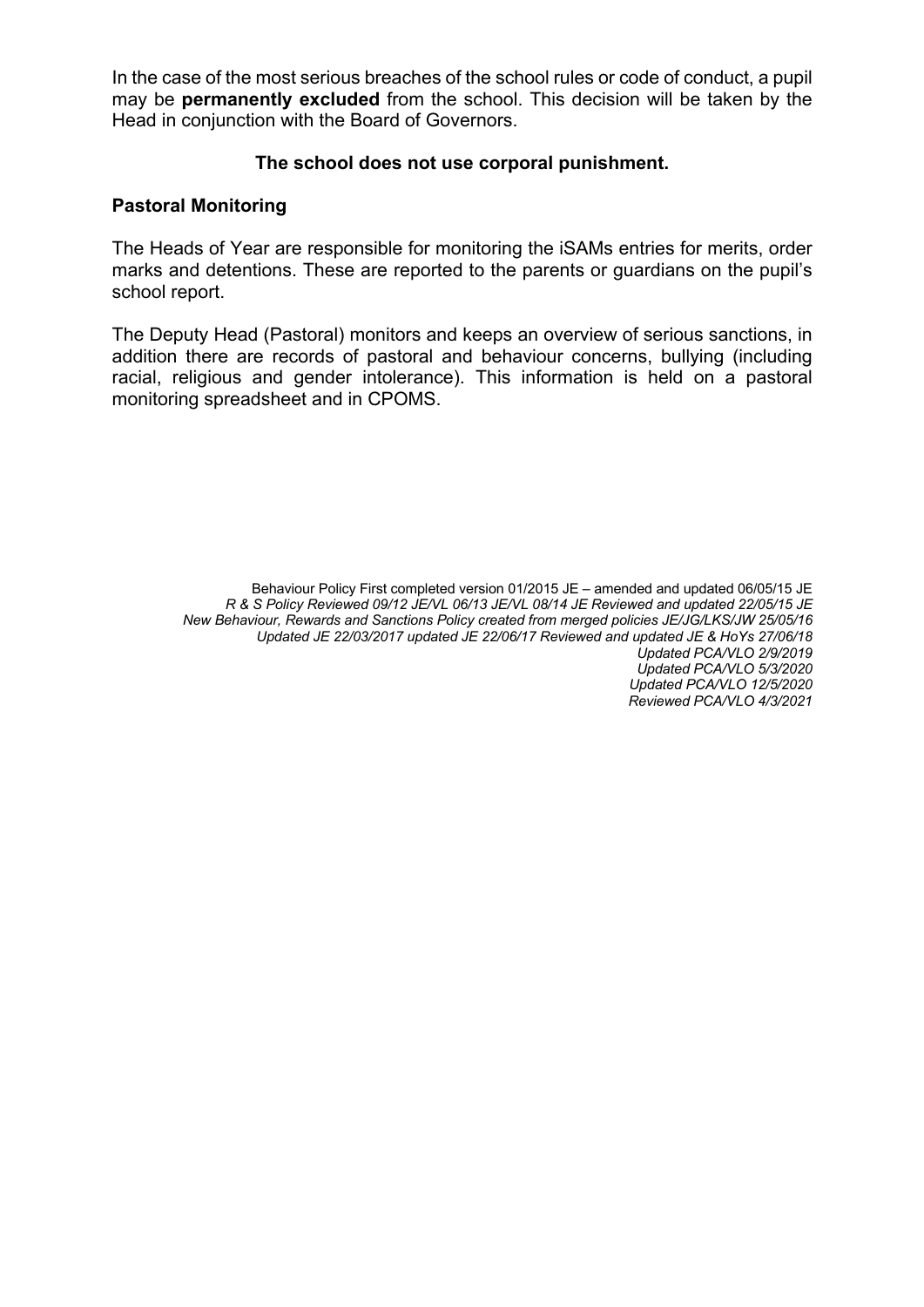In the case of the most serious breaches of the school rules or code of conduct, a pupil may be **permanently excluded** from the school. This decision will be taken by the Head in conjunction with the Board of Governors.

**The school does not use corporal punishment.**

**Pastoral Monitoring**

The Heads of Year are responsible for monitoring the iSAMs entries for merits, order marks and detentions. These are reported to the parents or guardians on the pupil's school report.

The Deputy Head (Pastoral) monitors and keeps an overview of serious sanctions, in addition there are records of pastoral and behaviour concerns, bullying (including racial, religious and gender intolerance). This information is held on a pastoral monitoring spreadsheet and in CPOMS.

Behaviour Policy First completed version 01/2015 JE – amended and updated 06/05/15 JE
*R & S Policy Reviewed 09/12 JE/VL 06/13 JE/VL 08/14 JE Reviewed and updated 22/05/15 JE*
*New Behaviour, Rewards and Sanctions Policy created from merged policies JE/JG/LKS/JW 25/05/16*
*Updated JE 22/03/2017 updated JE 22/06/17 Reviewed and updated JE & HoYs 27/06/18*
*Updated PCA/VLO 2/9/2019*
*Updated PCA/VLO 5/3/2020*
*Updated PCA/VLO 12/5/2020*
*Reviewed PCA/VLO 4/3/2021*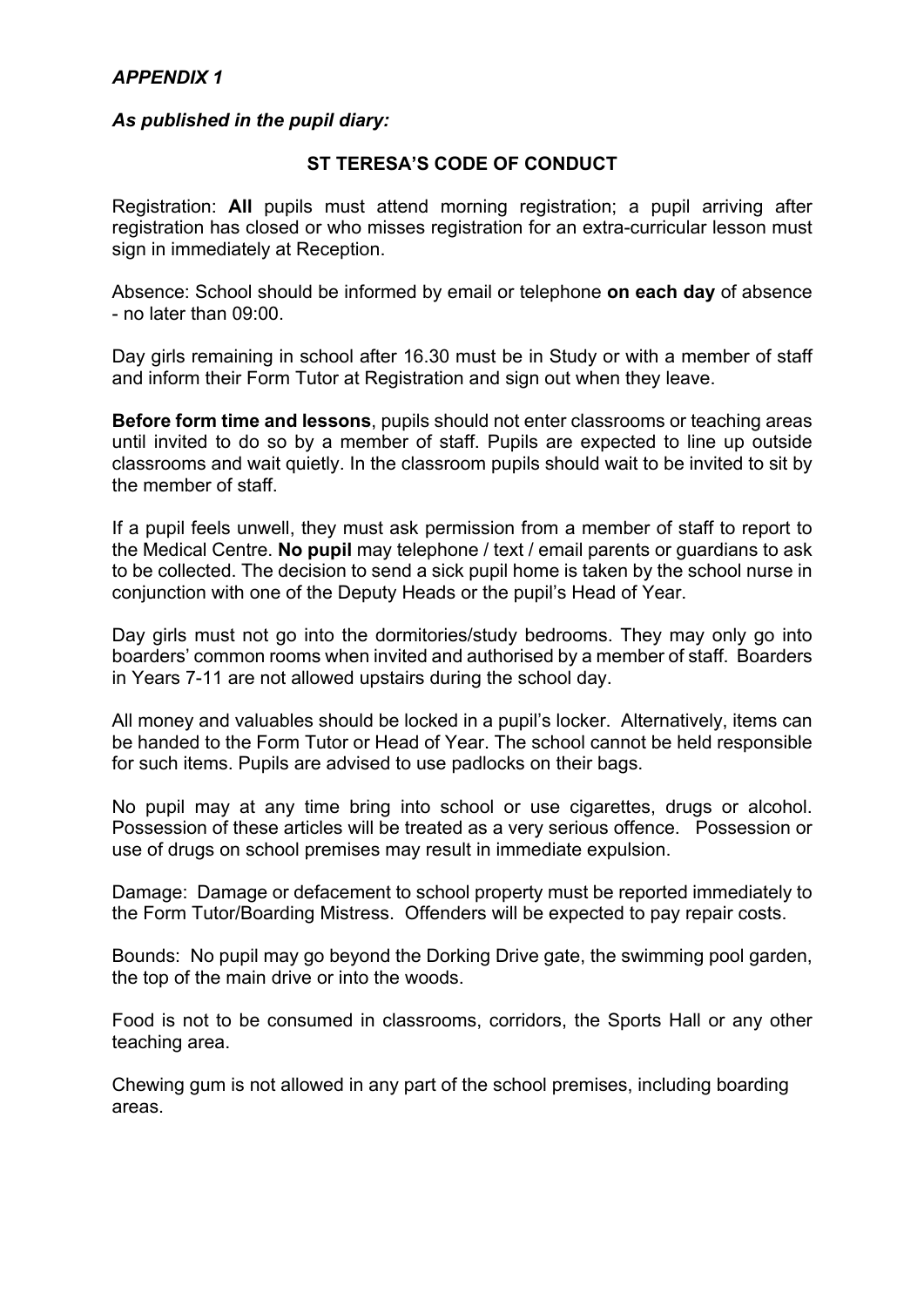***APPENDIX 1***

***As published in the pupil diary:***

## ST TERESA'S CODE OF CONDUCT

Registration: **All** pupils must attend morning registration; a pupil arriving after registration has closed or who misses registration for an extra-curricular lesson must sign in immediately at Reception.

Absence: School should be informed by email or telephone **on each day** of absence - no later than 09:00.

Day girls remaining in school after 16.30 must be in Study or with a member of staff and inform their Form Tutor at Registration and sign out when they leave.

**Before form time and lessons**, pupils should not enter classrooms or teaching areas until invited to do so by a member of staff. Pupils are expected to line up outside classrooms and wait quietly. In the classroom pupils should wait to be invited to sit by the member of staff.

If a pupil feels unwell, they must ask permission from a member of staff to report to the Medical Centre. **No pupil** may telephone / text / email parents or guardians to ask to be collected. The decision to send a sick pupil home is taken by the school nurse in conjunction with one of the Deputy Heads or the pupil's Head of Year.

Day girls must not go into the dormitories/study bedrooms. They may only go into boarders' common rooms when invited and authorised by a member of staff. Boarders in Years 7-11 are not allowed upstairs during the school day.

All money and valuables should be locked in a pupil's locker. Alternatively, items can be handed to the Form Tutor or Head of Year. The school cannot be held responsible for such items. Pupils are advised to use padlocks on their bags.

No pupil may at any time bring into school or use cigarettes, drugs or alcohol. Possession of these articles will be treated as a very serious offence. Possession or use of drugs on school premises may result in immediate expulsion.

Damage: Damage or defacement to school property must be reported immediately to the Form Tutor/Boarding Mistress. Offenders will be expected to pay repair costs.

Bounds: No pupil may go beyond the Dorking Drive gate, the swimming pool garden, the top of the main drive or into the woods.

Food is not to be consumed in classrooms, corridors, the Sports Hall or any other teaching area.

Chewing gum is not allowed in any part of the school premises, including boarding areas.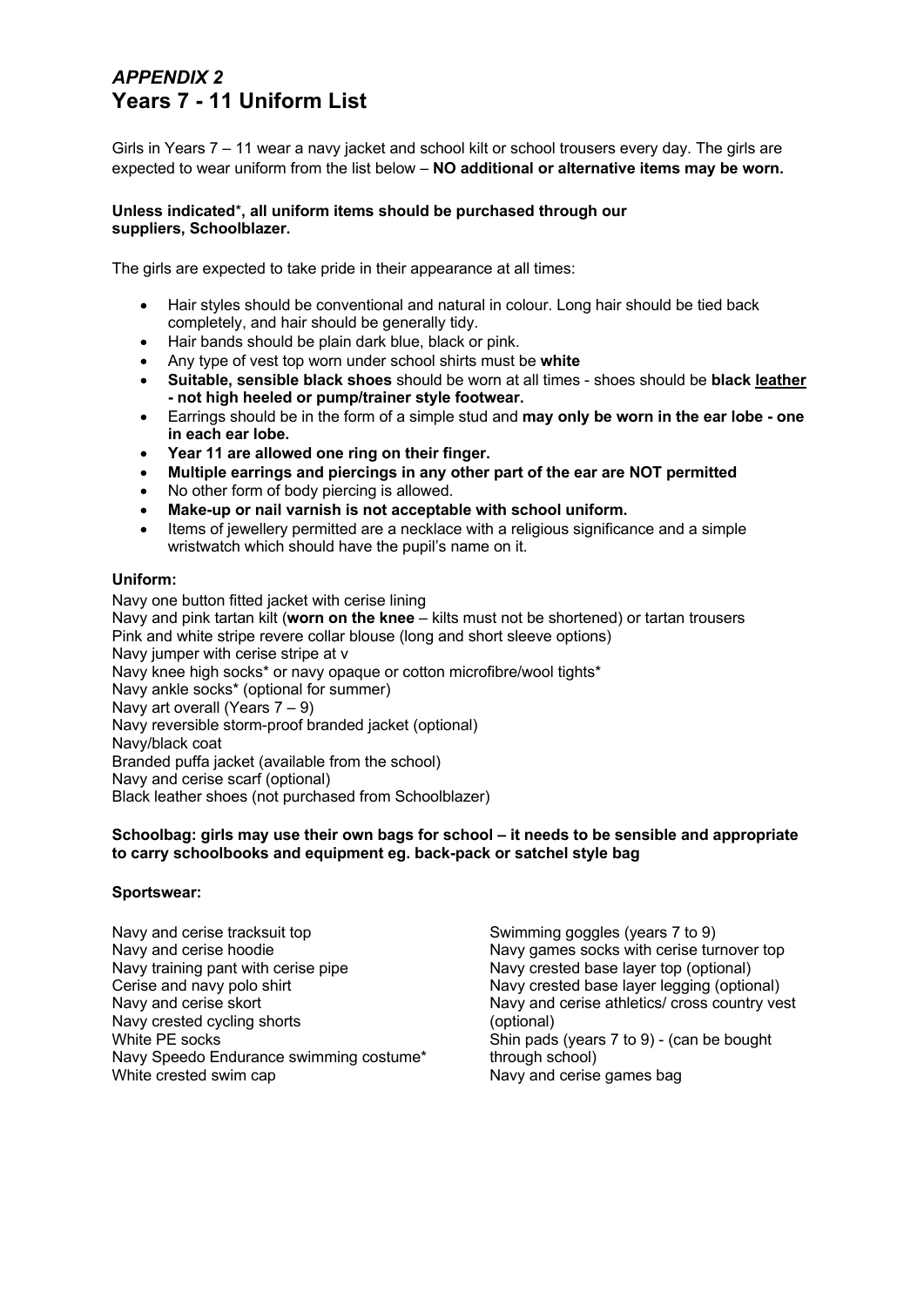# *APPENDIX 2*
# Years 7 - 11 Uniform List

Girls in Years 7 – 11 wear a navy jacket and school kilt or school trousers every day. The girls are expected to wear uniform from the list below – **NO additional or alternative items may be worn.**

**Unless indicated*, all uniform items should be purchased through our suppliers, Schoolblazer.**

The girls are expected to take pride in their appearance at all times:

- Hair styles should be conventional and natural in colour. Long hair should be tied back completely, and hair should be generally tidy.
- Hair bands should be plain dark blue, black or pink.
- Any type of vest top worn under school shirts must be **white**
- **Suitable, sensible black shoes** should be worn at all times - shoes should be **black <u>leather</u> - not high heeled or pump/trainer style footwear.**
- Earrings should be in the form of a simple stud and **may only be worn in the ear lobe - one in each ear lobe.**
- **Year 11 are allowed one ring on their finger.**
- **Multiple earrings and piercings in any other part of the ear are NOT permitted**
- No other form of body piercing is allowed.
- **Make-up or nail varnish is not acceptable with school uniform.**
- Items of jewellery permitted are a necklace with a religious significance and a simple wristwatch which should have the pupil's name on it.

**Uniform:**

Navy one button fitted jacket with cerise lining
Navy and pink tartan kilt (**worn on the knee** – kilts must not be shortened) or tartan trousers
Pink and white stripe revere collar blouse (long and short sleeve options)
Navy jumper with cerise stripe at v
Navy knee high socks* or navy opaque or cotton microfibre/wool tights*
Navy ankle socks* (optional for summer)
Navy art overall (Years 7 – 9)
Navy reversible storm-proof branded jacket (optional)
Navy/black coat
Branded puffa jacket (available from the school)
Navy and cerise scarf (optional)
Black leather shoes (not purchased from Schoolblazer)

**Schoolbag: girls may use their own bags for school – it needs to be sensible and appropriate to carry schoolbooks and equipment eg. back-pack or satchel style bag**

**Sportswear:**

Navy and cerise tracksuit top
Navy and cerise hoodie
Navy training pant with cerise pipe
Cerise and navy polo shirt
Navy and cerise skort
Navy crested cycling shorts
White PE socks
Navy Speedo Endurance swimming costume*
White crested swim cap
Swimming goggles (years 7 to 9)
Navy games socks with cerise turnover top
Navy crested base layer top (optional)
Navy crested base layer legging (optional)
Navy and cerise athletics/ cross country vest (optional)
Shin pads (years 7 to 9) - (can be bought through school)
Navy and cerise games bag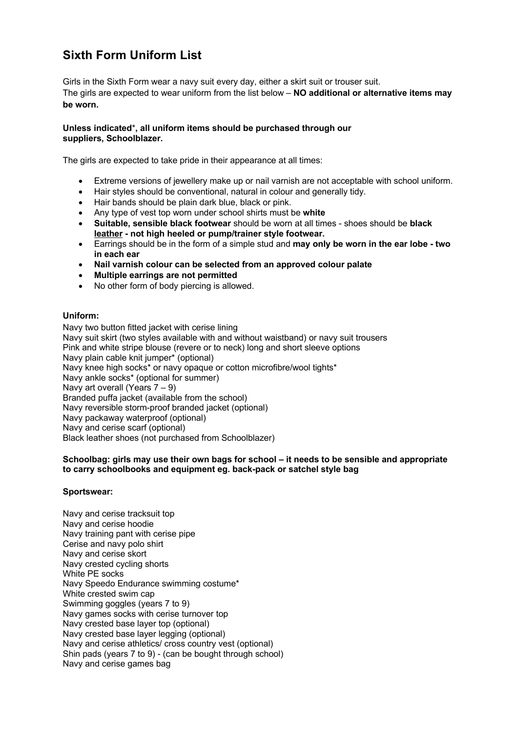# Sixth Form Uniform List

Girls in the Sixth Form wear a navy suit every day, either a skirt suit or trouser suit.
The girls are expected to wear uniform from the list below – **NO additional or alternative items may be worn.**

**Unless indicated*, all uniform items should be purchased through our suppliers, Schoolblazer.**

The girls are expected to take pride in their appearance at all times:

- Extreme versions of jewellery make up or nail varnish are not acceptable with school uniform.
- Hair styles should be conventional, natural in colour and generally tidy.
- Hair bands should be plain dark blue, black or pink.
- Any type of vest top worn under school shirts must be **white**
- **Suitable, sensible black footwear** should be worn at all times - shoes should be **black leather - not high heeled or pump/trainer style footwear.**
- Earrings should be in the form of a simple stud and **may only be worn in the ear lobe - two in each ear**
- **Nail varnish colour can be selected from an approved colour palate**
- **Multiple earrings are not permitted**
- No other form of body piercing is allowed.

**Uniform:**

Navy two button fitted jacket with cerise lining
Navy suit skirt (two styles available with and without waistband) or navy suit trousers
Pink and white stripe blouse (revere or to neck) long and short sleeve options
Navy plain cable knit jumper* (optional)
Navy knee high socks* or navy opaque or cotton microfibre/wool tights*
Navy ankle socks* (optional for summer)
Navy art overall (Years 7 – 9)
Branded puffa jacket (available from the school)
Navy reversible storm-proof branded jacket (optional)
Navy packaway waterproof (optional)
Navy and cerise scarf (optional)
Black leather shoes (not purchased from Schoolblazer)

**Schoolbag: girls may use their own bags for school – it needs to be sensible and appropriate to carry schoolbooks and equipment eg. back-pack or satchel style bag**

**Sportswear:**

Navy and cerise tracksuit top
Navy and cerise hoodie
Navy training pant with cerise pipe
Cerise and navy polo shirt
Navy and cerise skort
Navy crested cycling shorts
White PE socks
Navy Speedo Endurance swimming costume*
White crested swim cap
Swimming goggles (years 7 to 9)
Navy games socks with cerise turnover top
Navy crested base layer top (optional)
Navy crested base layer legging (optional)
Navy and cerise athletics/ cross country vest (optional)
Shin pads (years 7 to 9) - (can be bought through school)
Navy and cerise games bag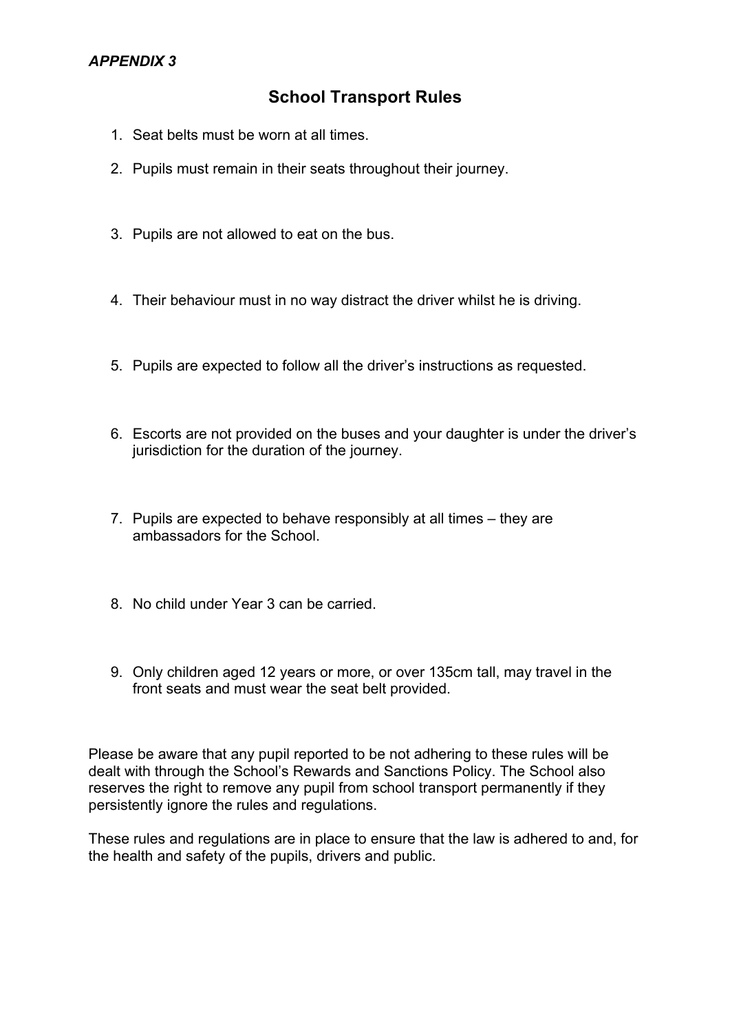***APPENDIX 3***

## School Transport Rules

1. Seat belts must be worn at all times.
2. Pupils must remain in their seats throughout their journey.
3. Pupils are not allowed to eat on the bus.
4. Their behaviour must in no way distract the driver whilst he is driving.
5. Pupils are expected to follow all the driver's instructions as requested.
6. Escorts are not provided on the buses and your daughter is under the driver's jurisdiction for the duration of the journey.
7. Pupils are expected to behave responsibly at all times – they are ambassadors for the School.
8. No child under Year 3 can be carried.
9. Only children aged 12 years or more, or over 135cm tall, may travel in the front seats and must wear the seat belt provided.

Please be aware that any pupil reported to be not adhering to these rules will be dealt with through the School's Rewards and Sanctions Policy. The School also reserves the right to remove any pupil from school transport permanently if they persistently ignore the rules and regulations.

These rules and regulations are in place to ensure that the law is adhered to and, for the health and safety of the pupils, drivers and public.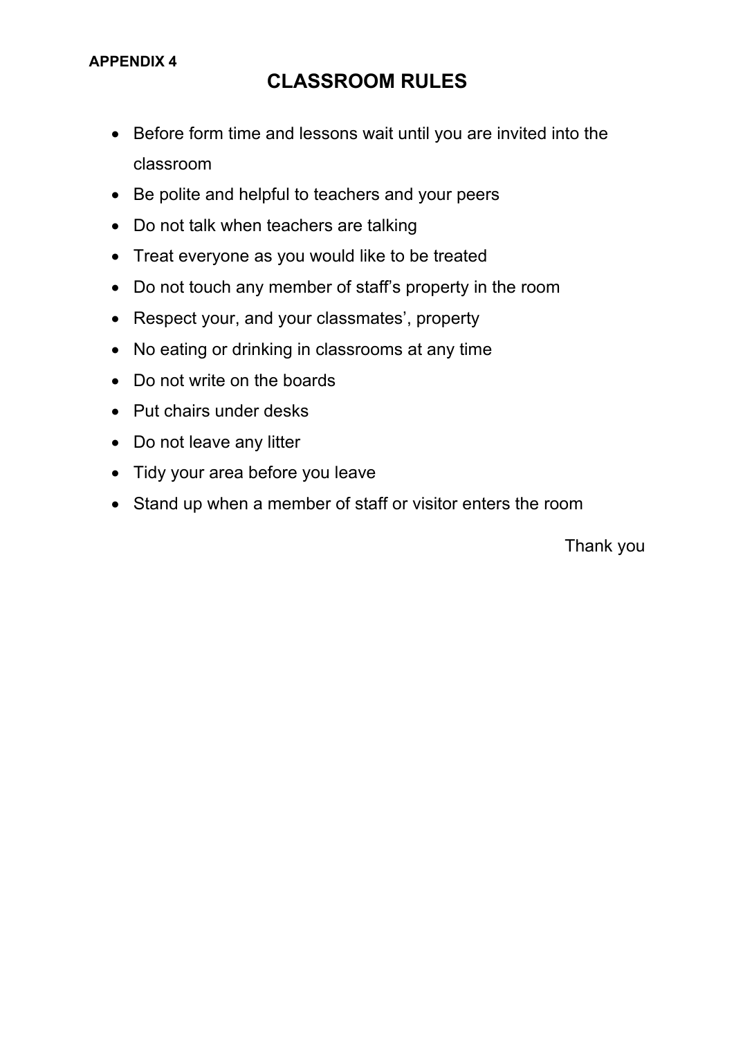**APPENDIX 4**

# CLASSROOM RULES

- Before form time and lessons wait until you are invited into the classroom
- Be polite and helpful to teachers and your peers
- Do not talk when teachers are talking
- Treat everyone as you would like to be treated
- Do not touch any member of staff's property in the room
- Respect your, and your classmates', property
- No eating or drinking in classrooms at any time
- Do not write on the boards
- Put chairs under desks
- Do not leave any litter
- Tidy your area before you leave
- Stand up when a member of staff or visitor enters the room

Thank you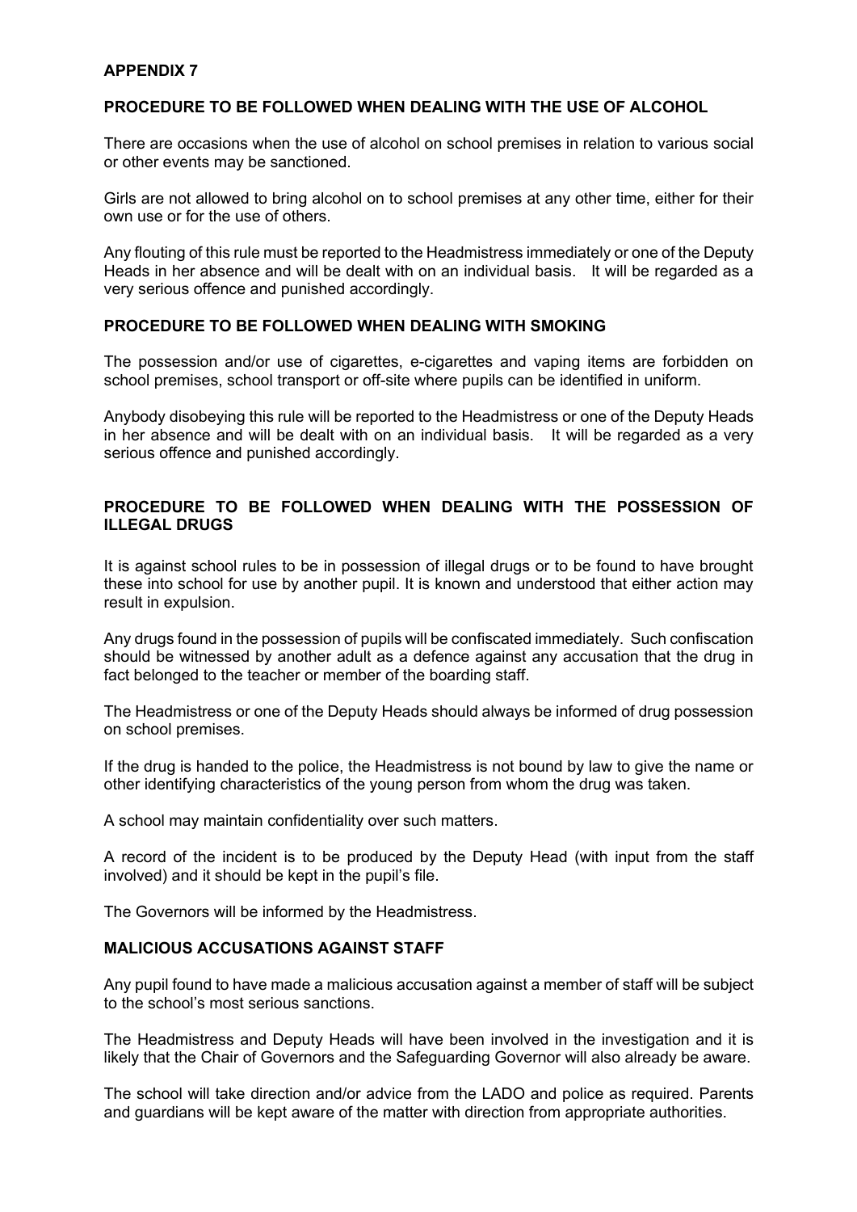## APPENDIX 7

### PROCEDURE TO BE FOLLOWED WHEN DEALING WITH THE USE OF ALCOHOL

There are occasions when the use of alcohol on school premises in relation to various social or other events may be sanctioned.

Girls are not allowed to bring alcohol on to school premises at any other time, either for their own use or for the use of others.

Any flouting of this rule must be reported to the Headmistress immediately or one of the Deputy Heads in her absence and will be dealt with on an individual basis. It will be regarded as a very serious offence and punished accordingly.

### PROCEDURE TO BE FOLLOWED WHEN DEALING WITH SMOKING

The possession and/or use of cigarettes, e-cigarettes and vaping items are forbidden on school premises, school transport or off-site where pupils can be identified in uniform.

Anybody disobeying this rule will be reported to the Headmistress or one of the Deputy Heads in her absence and will be dealt with on an individual basis. It will be regarded as a very serious offence and punished accordingly.

### PROCEDURE TO BE FOLLOWED WHEN DEALING WITH THE POSSESSION OF ILLEGAL DRUGS

It is against school rules to be in possession of illegal drugs or to be found to have brought these into school for use by another pupil. It is known and understood that either action may result in expulsion.

Any drugs found in the possession of pupils will be confiscated immediately. Such confiscation should be witnessed by another adult as a defence against any accusation that the drug in fact belonged to the teacher or member of the boarding staff.

The Headmistress or one of the Deputy Heads should always be informed of drug possession on school premises.

If the drug is handed to the police, the Headmistress is not bound by law to give the name or other identifying characteristics of the young person from whom the drug was taken.

A school may maintain confidentiality over such matters.

A record of the incident is to be produced by the Deputy Head (with input from the staff involved) and it should be kept in the pupil's file.

The Governors will be informed by the Headmistress.

### MALICIOUS ACCUSATIONS AGAINST STAFF

Any pupil found to have made a malicious accusation against a member of staff will be subject to the school's most serious sanctions.

The Headmistress and Deputy Heads will have been involved in the investigation and it is likely that the Chair of Governors and the Safeguarding Governor will also already be aware.

The school will take direction and/or advice from the LADO and police as required. Parents and guardians will be kept aware of the matter with direction from appropriate authorities.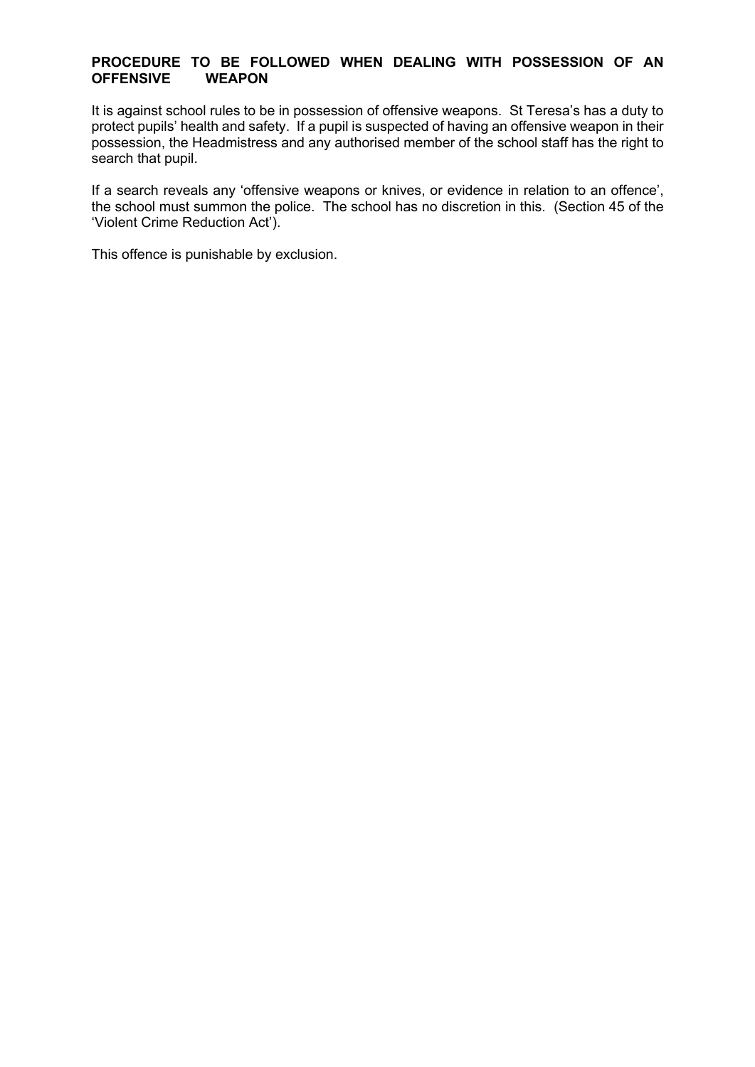## PROCEDURE TO BE FOLLOWED WHEN DEALING WITH POSSESSION OF AN OFFENSIVE WEAPON

It is against school rules to be in possession of offensive weapons. St Teresa's has a duty to protect pupils' health and safety. If a pupil is suspected of having an offensive weapon in their possession, the Headmistress and any authorised member of the school staff has the right to search that pupil.

If a search reveals any 'offensive weapons or knives, or evidence in relation to an offence', the school must summon the police. The school has no discretion in this. (Section 45 of the 'Violent Crime Reduction Act').

This offence is punishable by exclusion.